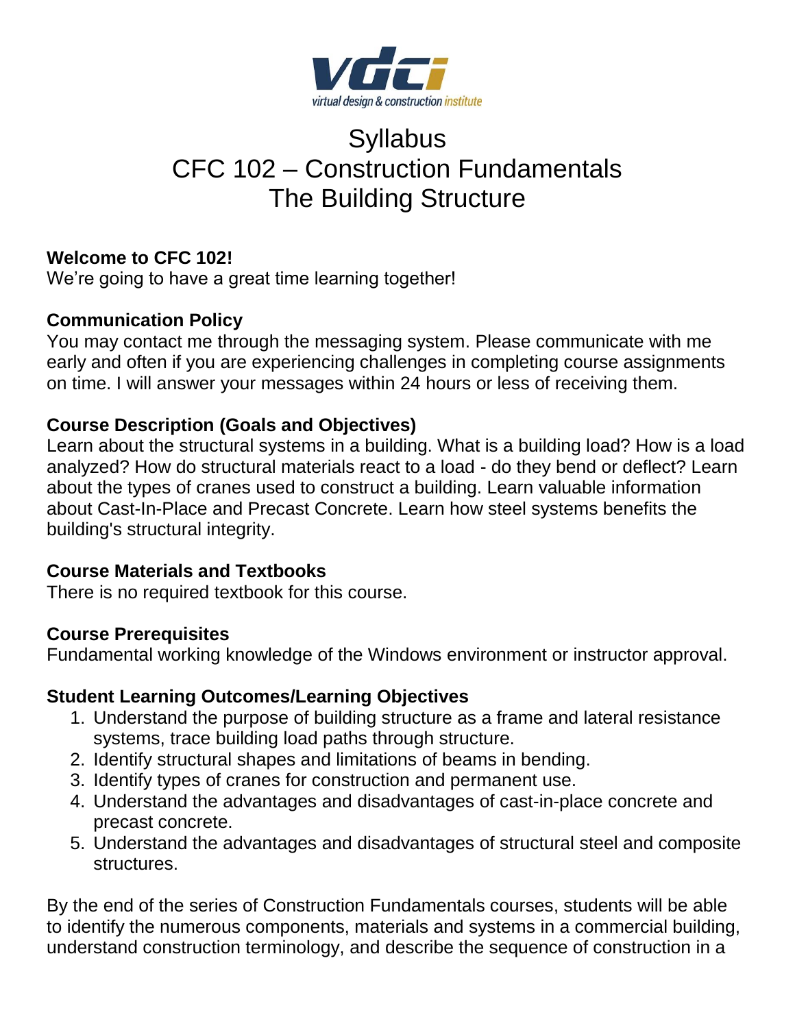# Syllabus
# CFC 102 – Construction Fundamentals
# The Building Structure

**Welcome to CFC 102!**
We're going to have a great time learning together!

**Communication Policy**
You may contact me through the messaging system. Please communicate with me early and often if you are experiencing challenges in completing course assignments on time. I will answer your messages within 24 hours or less of receiving them.

**Course Description (Goals and Objectives)**
Learn about the structural systems in a building. What is a building load? How is a load analyzed? How do structural materials react to a load - do they bend or deflect? Learn about the types of cranes used to construct a building. Learn valuable information about Cast-In-Place and Precast Concrete. Learn how steel systems benefits the building's structural integrity.

**Course Materials and Textbooks**
There is no required textbook for this course.

**Course Prerequisites**
Fundamental working knowledge of the Windows environment or instructor approval.

**Student Learning Outcomes/Learning Objectives**

1. Understand the purpose of building structure as a frame and lateral resistance systems, trace building load paths through structure.
2. Identify structural shapes and limitations of beams in bending.
3. Identify types of cranes for construction and permanent use.
4. Understand the advantages and disadvantages of cast-in-place concrete and precast concrete.
5. Understand the advantages and disadvantages of structural steel and composite structures.

By the end of the series of Construction Fundamentals courses, students will be able to identify the numerous components, materials and systems in a commercial building, understand construction terminology, and describe the sequence of construction in a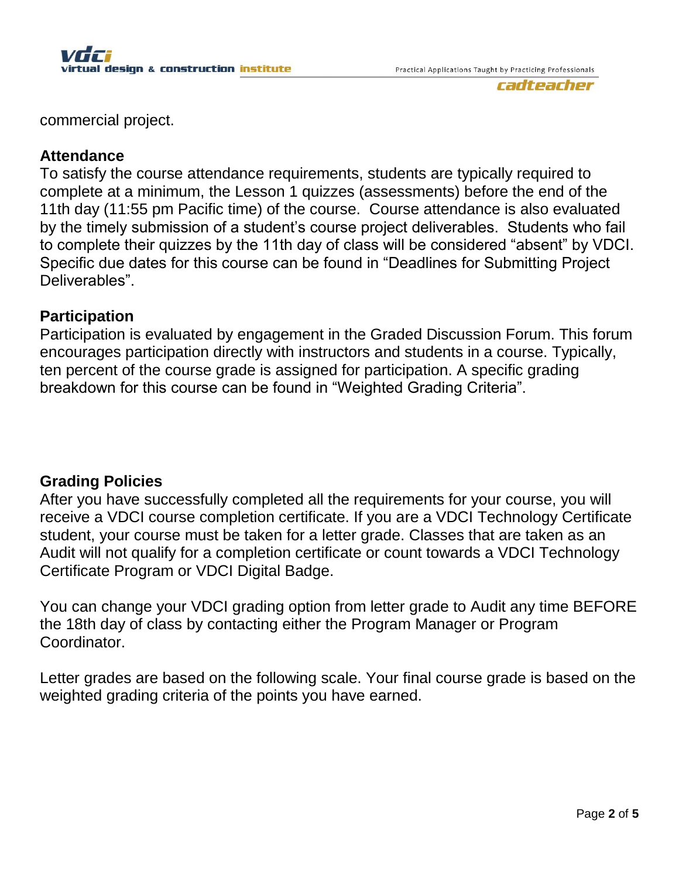commercial project.

## Attendance

To satisfy the course attendance requirements, students are typically required to complete at a minimum, the Lesson 1 quizzes (assessments) before the end of the 11th day (11:55 pm Pacific time) of the course.  Course attendance is also evaluated by the timely submission of a student's course project deliverables.  Students who fail to complete their quizzes by the 11th day of class will be considered "absent" by VDCI. Specific due dates for this course can be found in "Deadlines for Submitting Project Deliverables".

## Participation

Participation is evaluated by engagement in the Graded Discussion Forum. This forum encourages participation directly with instructors and students in a course. Typically, ten percent of the course grade is assigned for participation. A specific grading breakdown for this course can be found in "Weighted Grading Criteria".

## Grading Policies

After you have successfully completed all the requirements for your course, you will receive a VDCI course completion certificate. If you are a VDCI Technology Certificate student, your course must be taken for a letter grade. Classes that are taken as an Audit will not qualify for a completion certificate or count towards a VDCI Technology Certificate Program or VDCI Digital Badge.

You can change your VDCI grading option from letter grade to Audit any time BEFORE the 18th day of class by contacting either the Program Manager or Program Coordinator.

Letter grades are based on the following scale. Your final course grade is based on the weighted grading criteria of the points you have earned.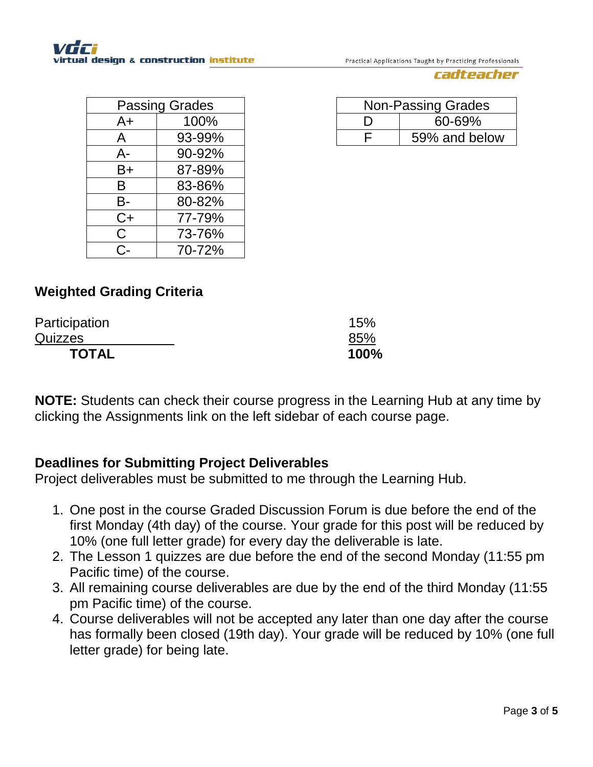| Passing Grades | |
|---|---|
| A+ | 100% |
| A | 93-99% |
| A- | 90-92% |
| B+ | 87-89% |
| B | 83-86% |
| B- | 80-82% |
| C+ | 77-79% |
| C | 73-76% |
| C- | 70-72% |

| Non-Passing Grades | |
|---|---|
| D | 60-69% |
| F | 59% and below |

### Weighted Grading Criteria

| | |
|---|---|
| Participation | 15% |
| Quizzes | 85% |
| **TOTAL** | **100%** |

**NOTE:** Students can check their course progress in the Learning Hub at any time by clicking the Assignments link on the left sidebar of each course page.

### Deadlines for Submitting Project Deliverables

Project deliverables must be submitted to me through the Learning Hub.

1. One post in the course Graded Discussion Forum is due before the end of the first Monday (4th day) of the course. Your grade for this post will be reduced by 10% (one full letter grade) for every day the deliverable is late.
2. The Lesson 1 quizzes are due before the end of the second Monday (11:55 pm Pacific time) of the course.
3. All remaining course deliverables are due by the end of the third Monday (11:55 pm Pacific time) of the course.
4. Course deliverables will not be accepted any later than one day after the course has formally been closed (19th day). Your grade will be reduced by 10% (one full letter grade) for being late.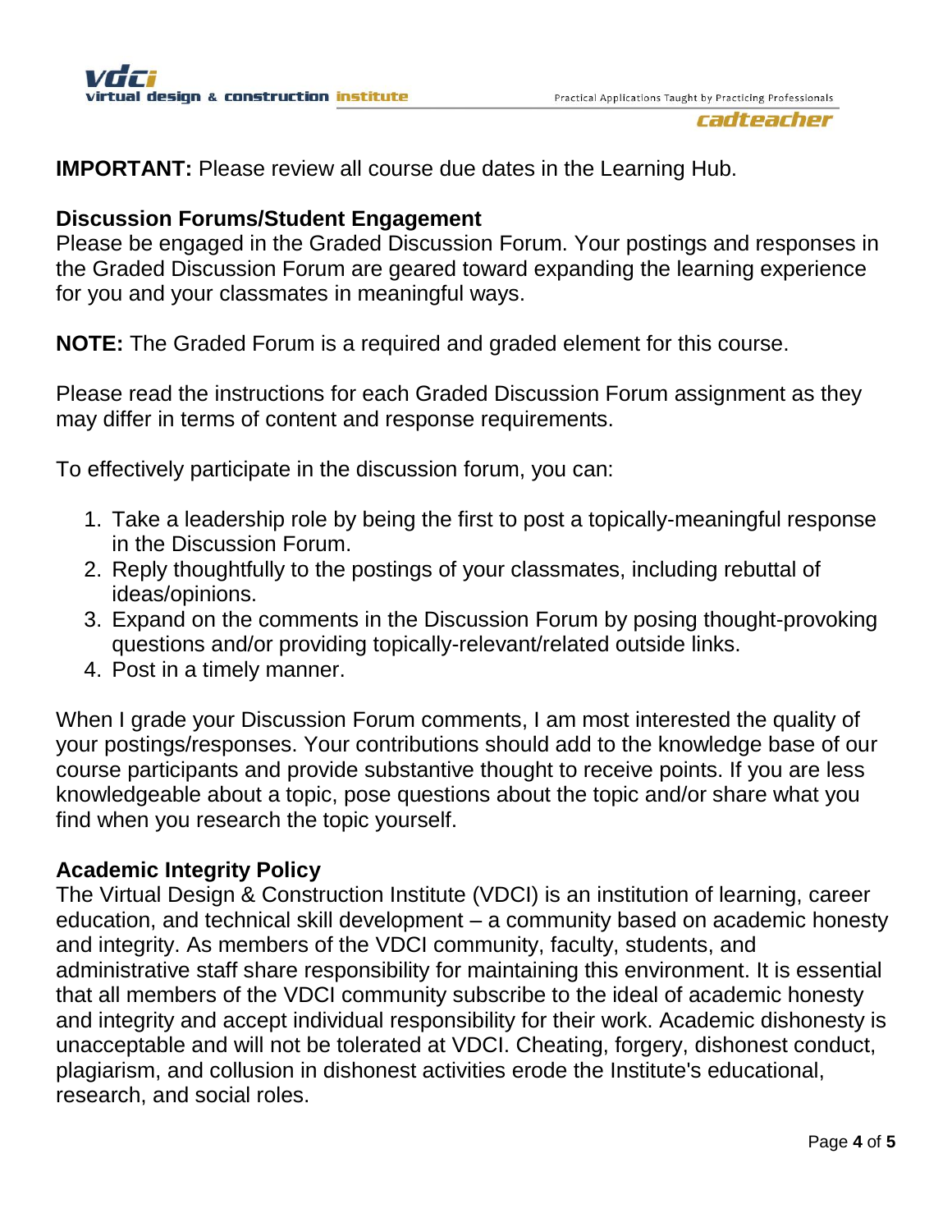**IMPORTANT:** Please review all course due dates in the Learning Hub.

## Discussion Forums/Student Engagement

Please be engaged in the Graded Discussion Forum. Your postings and responses in the Graded Discussion Forum are geared toward expanding the learning experience for you and your classmates in meaningful ways.

**NOTE:** The Graded Forum is a required and graded element for this course.

Please read the instructions for each Graded Discussion Forum assignment as they may differ in terms of content and response requirements.

To effectively participate in the discussion forum, you can:

1. Take a leadership role by being the first to post a topically-meaningful response in the Discussion Forum.
2. Reply thoughtfully to the postings of your classmates, including rebuttal of ideas/opinions.
3. Expand on the comments in the Discussion Forum by posing thought-provoking questions and/or providing topically-relevant/related outside links.
4. Post in a timely manner.

When I grade your Discussion Forum comments, I am most interested the quality of your postings/responses. Your contributions should add to the knowledge base of our course participants and provide substantive thought to receive points. If you are less knowledgeable about a topic, pose questions about the topic and/or share what you find when you research the topic yourself.

## Academic Integrity Policy

The Virtual Design & Construction Institute (VDCI) is an institution of learning, career education, and technical skill development – a community based on academic honesty and integrity. As members of the VDCI community, faculty, students, and administrative staff share responsibility for maintaining this environment. It is essential that all members of the VDCI community subscribe to the ideal of academic honesty and integrity and accept individual responsibility for their work. Academic dishonesty is unacceptable and will not be tolerated at VDCI. Cheating, forgery, dishonest conduct, plagiarism, and collusion in dishonest activities erode the Institute's educational, research, and social roles.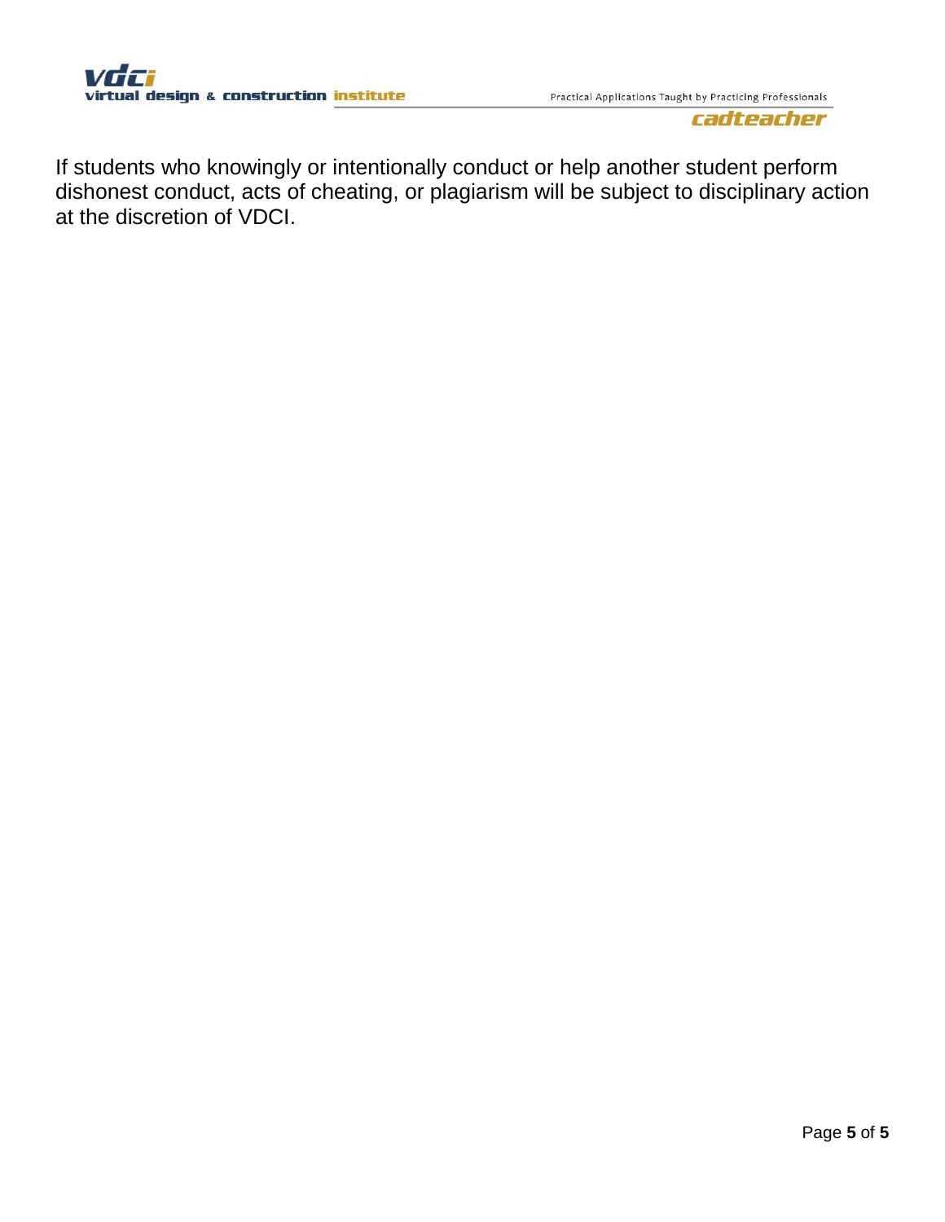If students who knowingly or intentionally conduct or help another student perform dishonest conduct, acts of cheating, or plagiarism will be subject to disciplinary action at the discretion of VDCI.